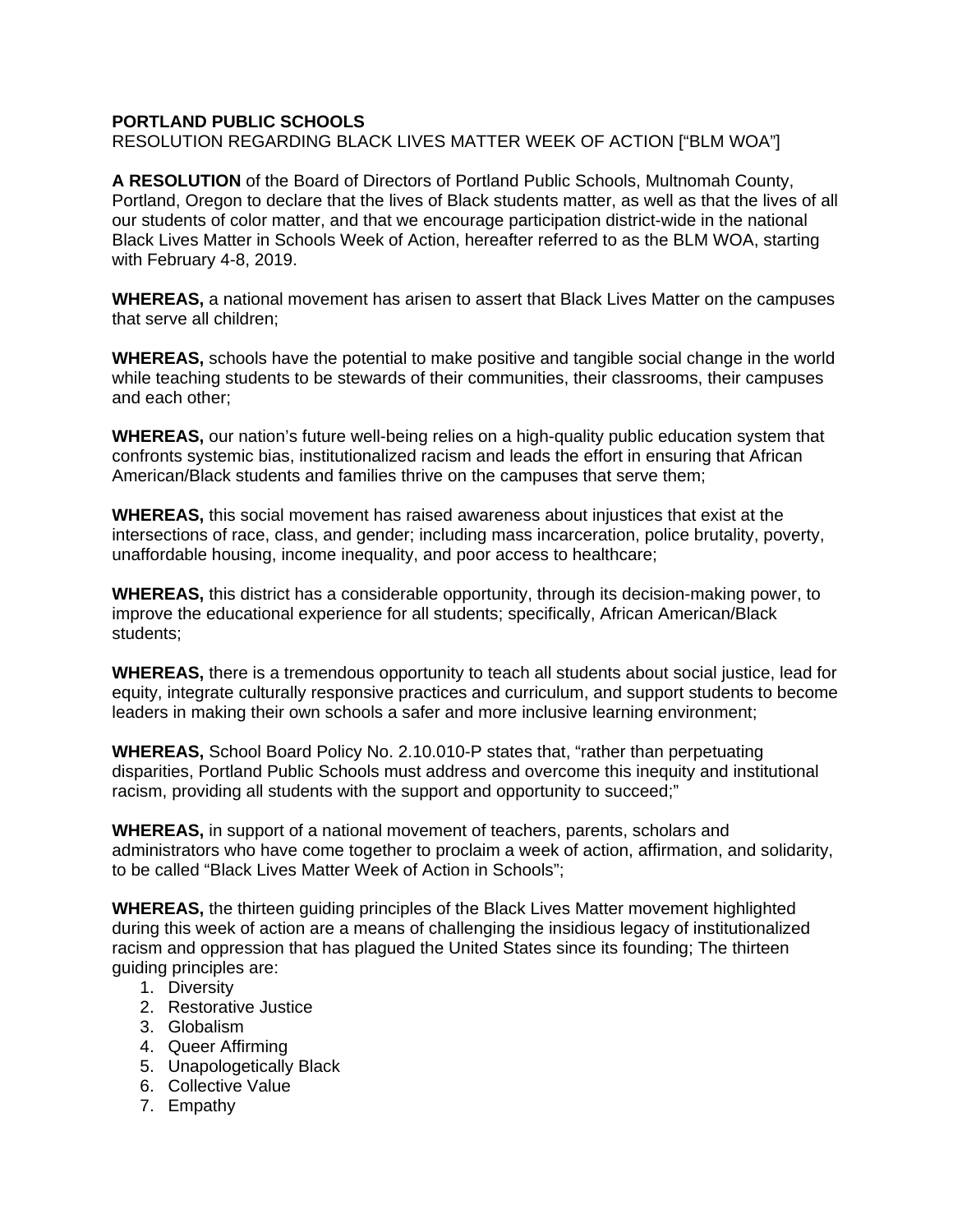**PORTLAND PUBLIC SCHOOLS**
RESOLUTION REGARDING BLACK LIVES MATTER WEEK OF ACTION ["BLM WOA"]

**A RESOLUTION** of the Board of Directors of Portland Public Schools, Multnomah County, Portland, Oregon to declare that the lives of Black students matter, as well as that the lives of all our students of color matter, and that we encourage participation district-wide in the national Black Lives Matter in Schools Week of Action, hereafter referred to as the BLM WOA, starting with February 4-8, 2019.

**WHEREAS,** a national movement has arisen to assert that Black Lives Matter on the campuses that serve all children;

**WHEREAS,** schools have the potential to make positive and tangible social change in the world while teaching students to be stewards of their communities, their classrooms, their campuses and each other;

**WHEREAS,** our nation's future well-being relies on a high-quality public education system that confronts systemic bias, institutionalized racism and leads the effort in ensuring that African American/Black students and families thrive on the campuses that serve them;

**WHEREAS,** this social movement has raised awareness about injustices that exist at the intersections of race, class, and gender; including mass incarceration, police brutality, poverty, unaffordable housing, income inequality, and poor access to healthcare;

**WHEREAS,** this district has a considerable opportunity, through its decision-making power, to improve the educational experience for all students; specifically, African American/Black students;

**WHEREAS,** there is a tremendous opportunity to teach all students about social justice, lead for equity, integrate culturally responsive practices and curriculum, and support students to become leaders in making their own schools a safer and more inclusive learning environment;

**WHEREAS,** School Board Policy No. 2.10.010-P states that, "rather than perpetuating disparities, Portland Public Schools must address and overcome this inequity and institutional racism, providing all students with the support and opportunity to succeed;"

**WHEREAS,** in support of a national movement of teachers, parents, scholars and administrators who have come together to proclaim a week of action, affirmation, and solidarity, to be called "Black Lives Matter Week of Action in Schools";

**WHEREAS,** the thirteen guiding principles of the Black Lives Matter movement highlighted during this week of action are a means of challenging the insidious legacy of institutionalized racism and oppression that has plagued the United States since its founding; The thirteen guiding principles are:

1. Diversity
2. Restorative Justice
3. Globalism
4. Queer Affirming
5. Unapologetically Black
6. Collective Value
7. Empathy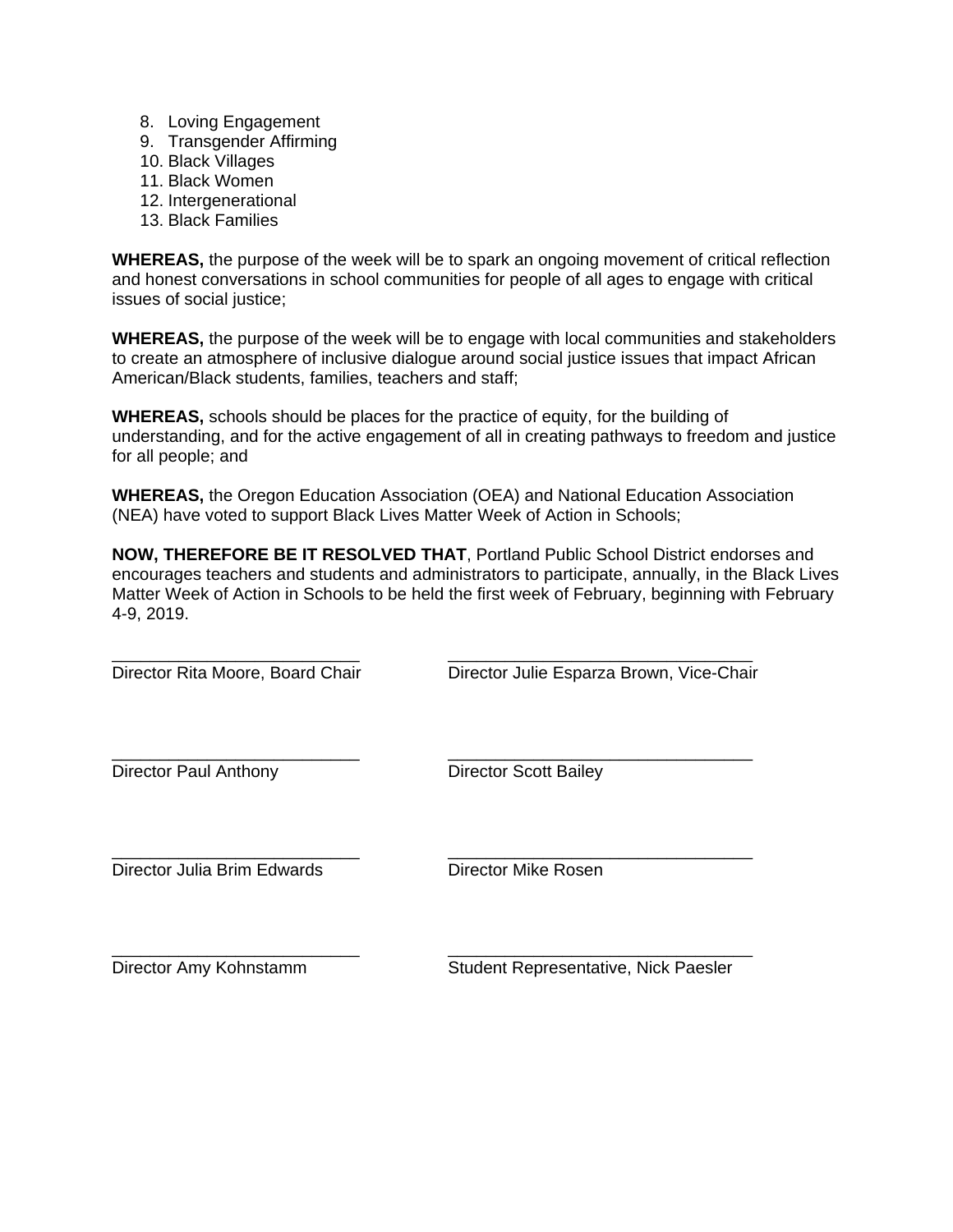8. Loving Engagement
9. Transgender Affirming
10. Black Villages
11. Black Women
12. Intergenerational
13. Black Families

**WHEREAS,** the purpose of the week will be to spark an ongoing movement of critical reflection and honest conversations in school communities for people of all ages to engage with critical issues of social justice;

**WHEREAS,** the purpose of the week will be to engage with local communities and stakeholders to create an atmosphere of inclusive dialogue around social justice issues that impact African American/Black students, families, teachers and staff;

**WHEREAS,** schools should be places for the practice of equity, for the building of understanding, and for the active engagement of all in creating pathways to freedom and justice for all people; and

**WHEREAS,** the Oregon Education Association (OEA) and National Education Association (NEA) have voted to support Black Lives Matter Week of Action in Schools;

**NOW, THEREFORE BE IT RESOLVED THAT**, Portland Public School District endorses and encourages teachers and students and administrators to participate, annually, in the Black Lives Matter Week of Action in Schools to be held the first week of February, beginning with February 4-9, 2019.

___________________________
Director Rita Moore, Board Chair

___________________________
Director Julie Esparza Brown, Vice-Chair

___________________________
Director Paul Anthony

___________________________
Director Scott Bailey

___________________________
Director Julia Brim Edwards

___________________________
Director Mike Rosen

___________________________
Director Amy Kohnstamm

___________________________
Student Representative, Nick Paesler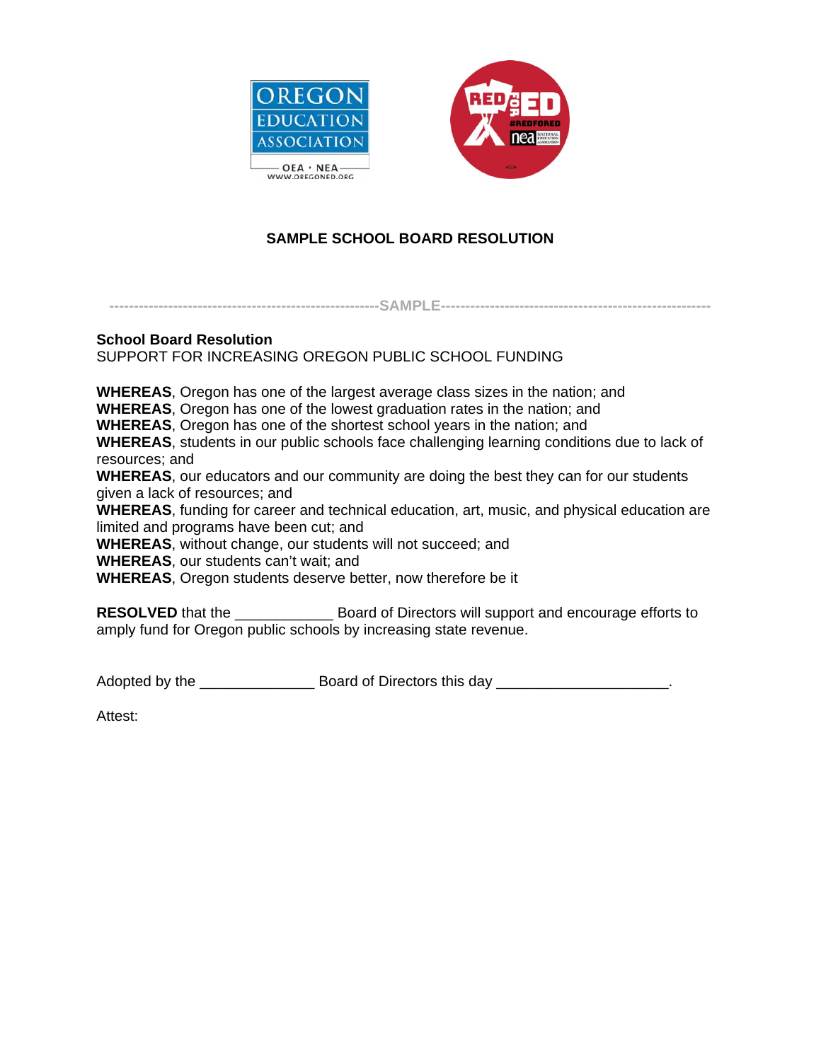**SAMPLE SCHOOL BOARD RESOLUTION**

-----------------------------------------------------SAMPLE-----------------------------------------------------

**School Board Resolution**
SUPPORT FOR INCREASING OREGON PUBLIC SCHOOL FUNDING

**WHEREAS**, Oregon has one of the largest average class sizes in the nation; and
**WHEREAS**, Oregon has one of the lowest graduation rates in the nation; and
**WHEREAS**, Oregon has one of the shortest school years in the nation; and
**WHEREAS**, students in our public schools face challenging learning conditions due to lack of resources; and
**WHEREAS**, our educators and our community are doing the best they can for our students given a lack of resources; and
**WHEREAS**, funding for career and technical education, art, music, and physical education are limited and programs have been cut; and
**WHEREAS**, without change, our students will not succeed; and
**WHEREAS**, our students can't wait; and
**WHEREAS**, Oregon students deserve better, now therefore be it

**RESOLVED** that the ____________ Board of Directors will support and encourage efforts to amply fund for Oregon public schools by increasing state revenue.

Adopted by the ______________ Board of Directors this day _____________________.

Attest: